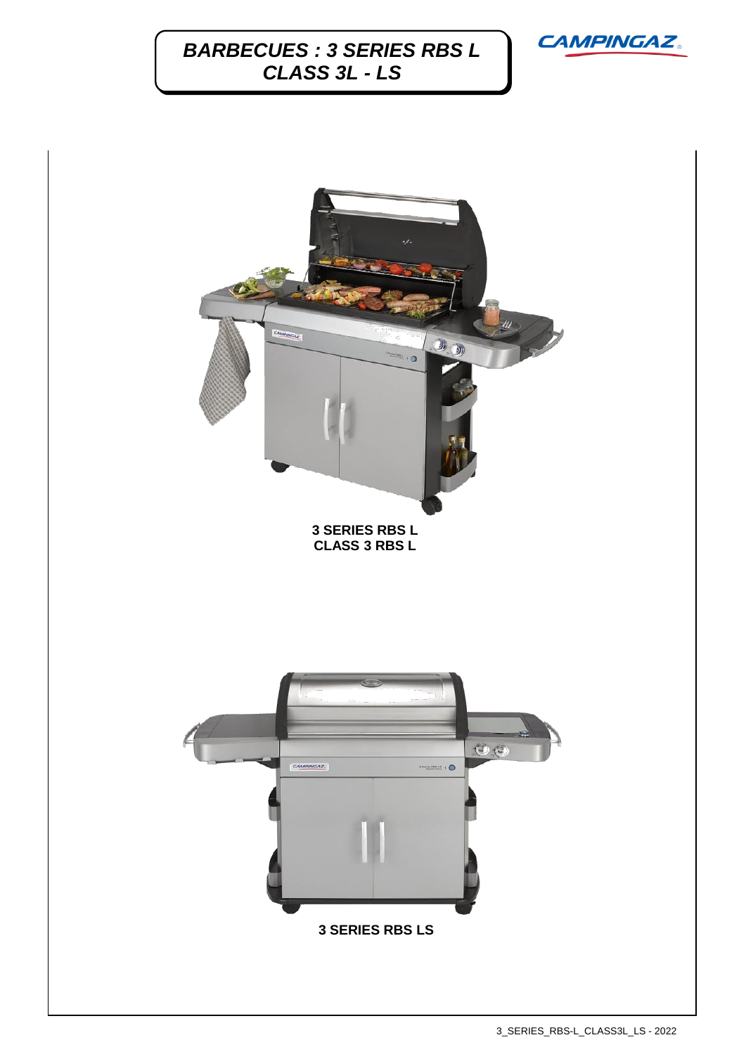# BARBECUES : 3 SERIES RBS L CLASS 3L - LS

**3 SERIES RBS L**
**CLASS 3 RBS L**

**3 SERIES RBS LS**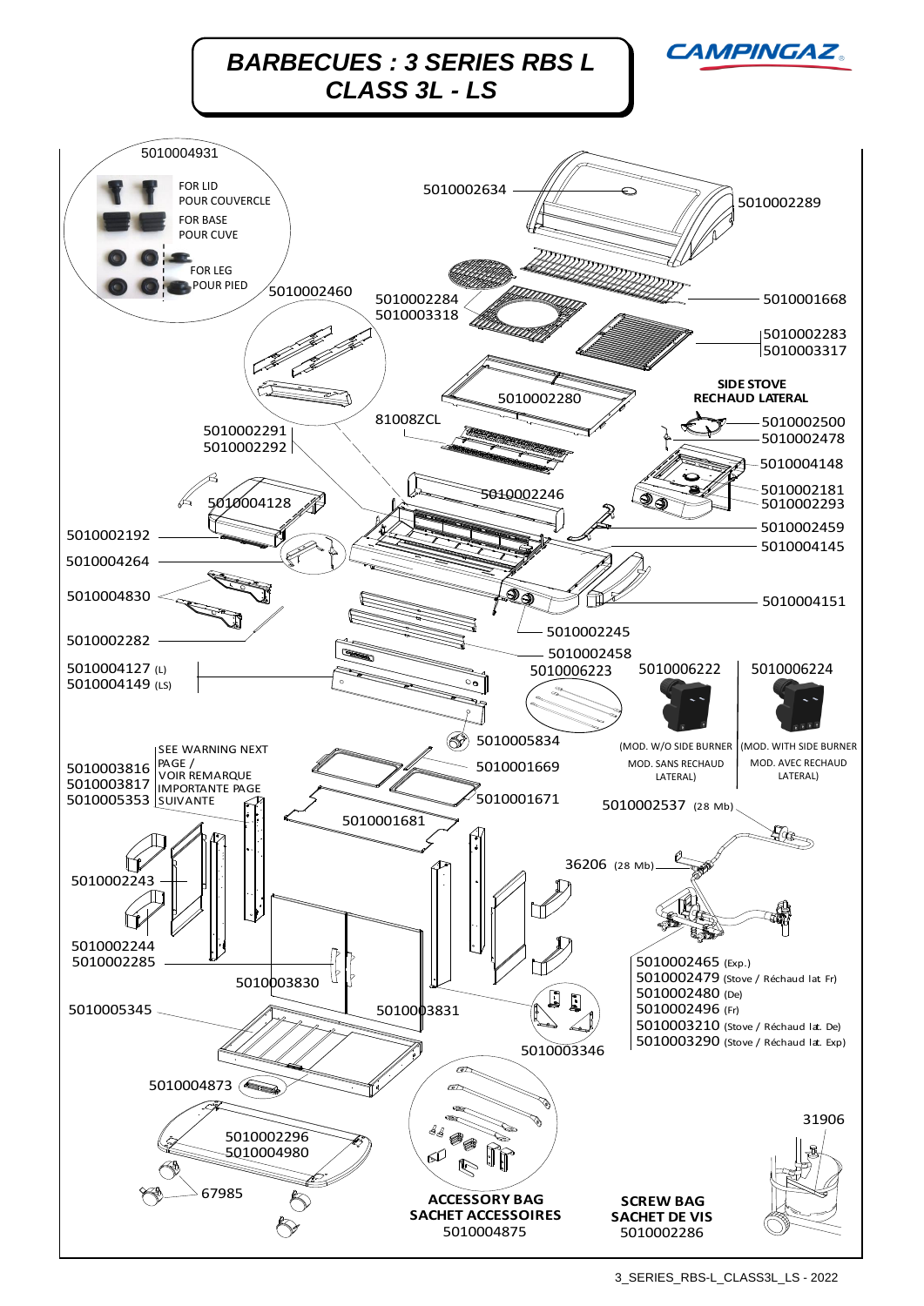# BARBECUES : 3 SERIES RBS L CLASS 3L - LS

CAMPINGAZ

5010004931

FOR LID
POUR COUVERCLE

FOR BASE
POUR CUVE

FOR LEG
POUR PIED

5010002634

5010002289

5010002460

5010002284
5010003318

5010001668

5010002283
5010003317

**SIDE STOVE**
**RECHAUD LATERAL**

5010002280

81008ZCL

5010002500
5010002478

5010002291
5010002292

5010004148

5010004128

5010002246

5010002181
5010002293

5010002192

5010002459

5010004264

5010004145

5010004830

5010004151

5010002245

5010002282

5010002458

5010004127 (L)
5010004149 (LS)

5010006223

5010006222

5010006224

5010005834

(MOD. W/O SIDE BURNER
MOD. SANS RECHAUD LATERAL)

(MOD. WITH SIDE BURNER
MOD. AVEC RECHAUD LATERAL)

5010003816
5010003817
5010005353

SEE WARNING NEXT PAGE /
VOIR REMARQUE IMPORTANTE PAGE SUIVANTE

5010001669

5010001671

5010002537 (28 Mb)

5010001681

36206 (28 Mb)

5010002243

5010002244
5010002285

5010002465 (Exp.)
5010002479 (Stove / Réchaud lat Fr)
5010002480 (De)
5010002496 (Fr)
5010003210 (Stove / Réchaud lat. De)
5010003290 (Stove / Réchaud lat. Exp)

5010003830

5010005345

5010003831

5010003346

5010004873

31906

5010002296
5010004980

67985

**ACCESSORY BAG**
**SACHET ACCESSOIRES**
5010004875

**SCREW BAG**
**SACHET DE VIS**
5010002286

3_SERIES_RBS-L_CLASS3L_LS - 2022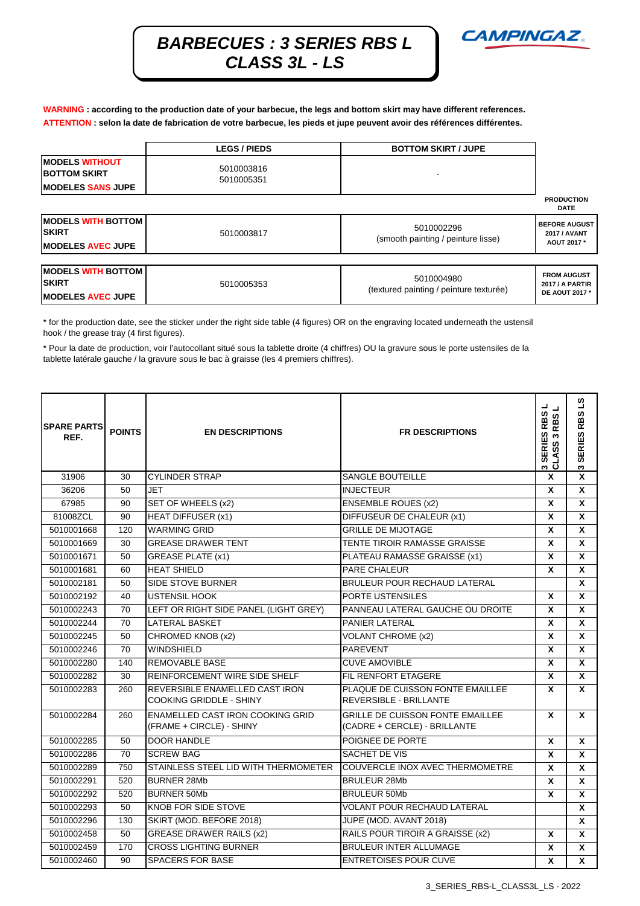# BARBECUES : 3 SERIES RBS L CLASS 3L - LS

CAMPINGAZ

**WARNING : according to the production date of your barbecue, the legs and bottom skirt may have different references.**
**ATTENTION : selon la date de fabrication de votre barbecue, les pieds et jupe peuvent avoir des références différentes.**

| | LEGS / PIEDS | BOTTOM SKIRT / JUPE | PRODUCTION DATE |
|---|---|---|---|
| **MODELS WITHOUT BOTTOM SKIRT / MODELES SANS JUPE** | 5010003816 5010005351 | - | |
| **MODELS WITH BOTTOM SKIRT / MODELES AVEC JUPE** | 5010003817 | 5010002296 (smooth painting / peinture lisse) | **BEFORE AUGUST 2017 / AVANT AOUT 2017 \*** |
| **MODELS WITH BOTTOM SKIRT / MODELES AVEC JUPE** | 5010005353 | 5010004980 (textured painting / peinture texturée) | **FROM AUGUST 2017 / A PARTIR DE AOUT 2017 \*** |

\* for the production date, see the sticker under the right side table (4 figures) OR on the engraving located underneath the ustensil hook / the grease tray (4 first figures).

\* Pour la date de production, voir l'autocollant situé sous la tablette droite (4 chiffres) OU la gravure sous le porte ustensiles de la tablette latérale gauche / la gravure sous le bac à graisse (les 4 premiers chiffres).

| SPARE PARTS REF. | POINTS | EN DESCRIPTIONS | FR DESCRIPTIONS | 3 SERIES RBS L CLASS 3 RBS L | 3 SERIES RBS LS |
|---|---|---|---|---|---|
| 31906 | 30 | CYLINDER STRAP | SANGLE BOUTEILLE | X | X |
| 36206 | 50 | JET | INJECTEUR | X | X |
| 67985 | 90 | SET OF WHEELS (x2) | ENSEMBLE ROUES (x2) | X | X |
| 81008ZCL | 90 | HEAT DIFFUSER (x1) | DIFFUSEUR DE CHALEUR (x1) | X | X |
| 5010001668 | 120 | WARMING GRID | GRILLE DE MIJOTAGE | X | X |
| 5010001669 | 30 | GREASE DRAWER TENT | TENTE TIROIR RAMASSE GRAISSE | X | X |
| 5010001671 | 50 | GREASE PLATE (x1) | PLATEAU RAMASSE GRAISSE (x1) | X | X |
| 5010001681 | 60 | HEAT SHIELD | PARE CHALEUR | X | X |
| 5010002181 | 50 | SIDE STOVE BURNER | BRULEUR POUR RECHAUD LATERAL | | X |
| 5010002192 | 40 | USTENSIL HOOK | PORTE USTENSILES | X | X |
| 5010002243 | 70 | LEFT OR RIGHT SIDE PANEL (LIGHT GREY) | PANNEAU LATERAL GAUCHE OU DROITE | X | X |
| 5010002244 | 70 | LATERAL BASKET | PANIER LATERAL | X | X |
| 5010002245 | 50 | CHROMED KNOB (x2) | VOLANT CHROME (x2) | X | X |
| 5010002246 | 70 | WINDSHIELD | PAREVENT | X | X |
| 5010002280 | 140 | REMOVABLE BASE | CUVE AMOVIBLE | X | X |
| 5010002282 | 30 | REINFORCEMENT WIRE SIDE SHELF | FIL RENFORT ETAGERE | X | X |
| 5010002283 | 260 | REVERSIBLE ENAMELLED CAST IRON COOKING GRIDDLE - SHINY | PLAQUE DE CUISSON FONTE EMAILLEE REVERSIBLE - BRILLANTE | X | X |
| 5010002284 | 260 | ENAMELLED CAST IRON COOKING GRID (FRAME + CIRCLE) - SHINY | GRILLE DE CUISSON FONTE EMAILLEE (CADRE + CERCLE) - BRILLANTE | X | X |
| 5010002285 | 50 | DOOR HANDLE | POIGNEE DE PORTE | X | X |
| 5010002286 | 70 | SCREW BAG | SACHET DE VIS | X | X |
| 5010002289 | 750 | STAINLESS STEEL LID WITH THERMOMETER | COUVERCLE INOX AVEC THERMOMETRE | X | X |
| 5010002291 | 520 | BURNER 28Mb | BRULEUR 28Mb | X | X |
| 5010002292 | 520 | BURNER 50Mb | BRULEUR 50Mb | X | X |
| 5010002293 | 50 | KNOB FOR SIDE STOVE | VOLANT POUR RECHAUD LATERAL | | X |
| 5010002296 | 130 | SKIRT (MOD. BEFORE 2018) | JUPE (MOD. AVANT 2018) | | X |
| 5010002458 | 50 | GREASE DRAWER RAILS (x2) | RAILS POUR TIROIR A GRAISSE (x2) | X | X |
| 5010002459 | 170 | CROSS LIGHTING BURNER | BRULEUR INTER ALLUMAGE | X | X |
| 5010002460 | 90 | SPACERS FOR BASE | ENTRETOISES POUR CUVE | X | X |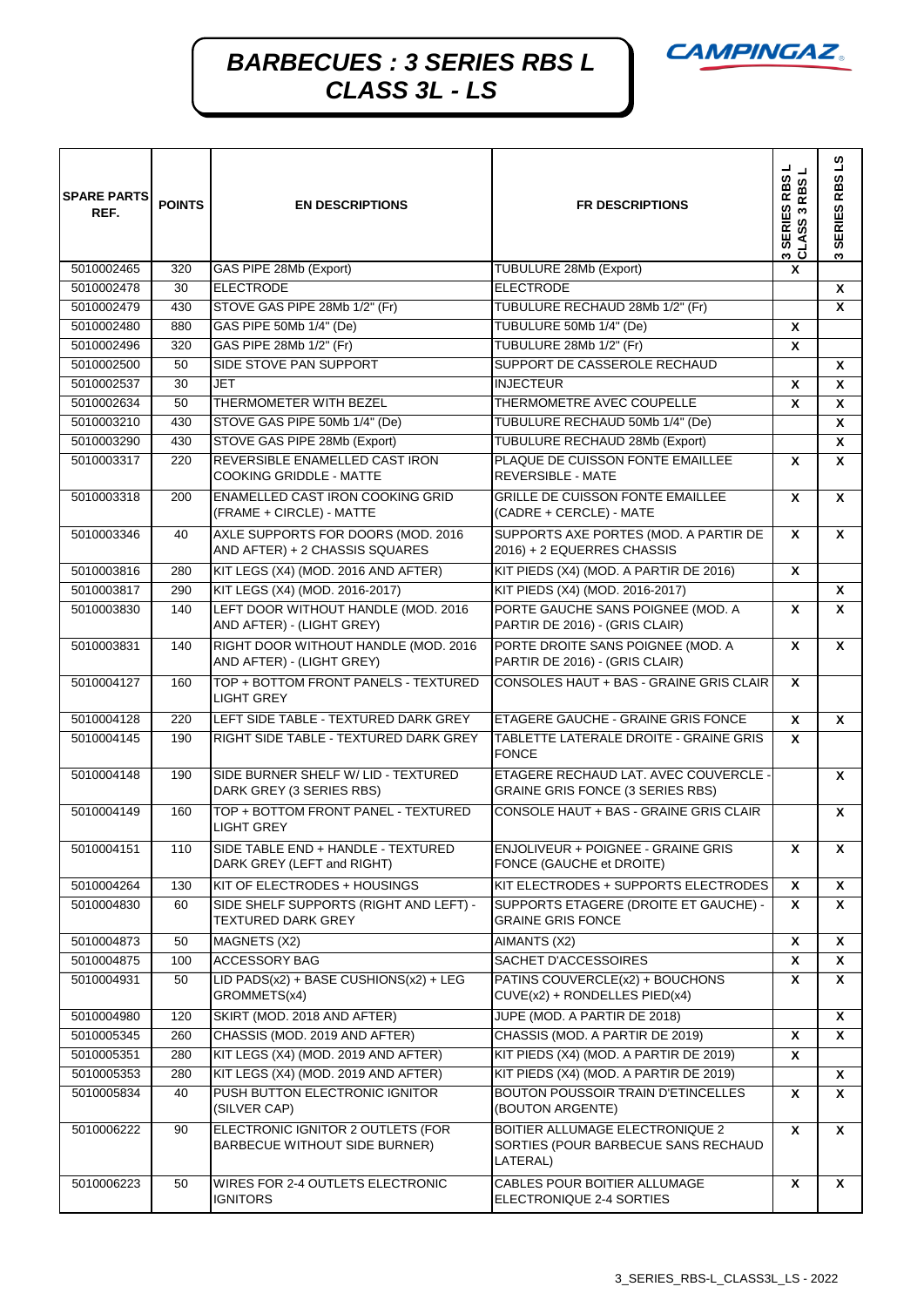# BARBECUES : 3 SERIES RBS L CLASS 3L - LS

CAMPINGAZ

| SPARE PARTS REF. | POINTS | EN DESCRIPTIONS | FR DESCRIPTIONS | 3 SERIES RBS L CLASS 3 RBS L | 3 SERIES RBS LS |
|---|---|---|---|---|---|
| 5010002465 | 320 | GAS PIPE 28Mb (Export) | TUBULURE 28Mb (Export) | X | |
| 5010002478 | 30 | ELECTRODE | ELECTRODE | | X |
| 5010002479 | 430 | STOVE GAS PIPE 28Mb 1/2" (Fr) | TUBULURE RECHAUD 28Mb 1/2" (Fr) | | X |
| 5010002480 | 880 | GAS PIPE 50Mb 1/4" (De) | TUBULURE 50Mb 1/4" (De) | X | |
| 5010002496 | 320 | GAS PIPE 28Mb 1/2" (Fr) | TUBULURE 28Mb 1/2" (Fr) | X | |
| 5010002500 | 50 | SIDE STOVE PAN SUPPORT | SUPPORT DE CASSEROLE RECHAUD | | X |
| 5010002537 | 30 | JET | INJECTEUR | X | X |
| 5010002634 | 50 | THERMOMETER WITH BEZEL | THERMOMETRE AVEC COUPELLE | X | X |
| 5010003210 | 430 | STOVE GAS PIPE 50Mb 1/4" (De) | TUBULURE RECHAUD 50Mb 1/4" (De) | | X |
| 5010003290 | 430 | STOVE GAS PIPE 28Mb (Export) | TUBULURE RECHAUD 28Mb (Export) | | X |
| 5010003317 | 220 | REVERSIBLE ENAMELLED CAST IRON COOKING GRIDDLE - MATTE | PLAQUE DE CUISSON FONTE EMAILLEE REVERSIBLE - MATE | X | X |
| 5010003318 | 200 | ENAMELLED CAST IRON COOKING GRID (FRAME + CIRCLE) - MATTE | GRILLE DE CUISSON FONTE EMAILLEE (CADRE + CERCLE) - MATE | X | X |
| 5010003346 | 40 | AXLE SUPPORTS FOR DOORS (MOD. 2016 AND AFTER) + 2 CHASSIS SQUARES | SUPPORTS AXE PORTES (MOD. A PARTIR DE 2016) + 2 EQUERRES CHASSIS | X | X |
| 5010003816 | 280 | KIT LEGS (X4) (MOD. 2016 AND AFTER) | KIT PIEDS (X4) (MOD. A PARTIR DE 2016) | X | |
| 5010003817 | 290 | KIT LEGS (X4) (MOD. 2016-2017) | KIT PIEDS (X4) (MOD. 2016-2017) | | X |
| 5010003830 | 140 | LEFT DOOR WITHOUT HANDLE (MOD. 2016 AND AFTER) - (LIGHT GREY) | PORTE GAUCHE SANS POIGNEE (MOD. A PARTIR DE 2016) - (GRIS CLAIR) | X | X |
| 5010003831 | 140 | RIGHT DOOR WITHOUT HANDLE (MOD. 2016 AND AFTER) - (LIGHT GREY) | PORTE DROITE SANS POIGNEE (MOD. A PARTIR DE 2016) - (GRIS CLAIR) | X | X |
| 5010004127 | 160 | TOP + BOTTOM FRONT PANELS - TEXTURED LIGHT GREY | CONSOLES HAUT + BAS - GRAINE GRIS CLAIR | X | |
| 5010004128 | 220 | LEFT SIDE TABLE - TEXTURED DARK GREY | ETAGERE GAUCHE - GRAINE GRIS FONCE | X | X |
| 5010004145 | 190 | RIGHT SIDE TABLE - TEXTURED DARK GREY | TABLETTE LATERALE DROITE - GRAINE GRIS FONCE | X | |
| 5010004148 | 190 | SIDE BURNER SHELF W/ LID - TEXTURED DARK GREY (3 SERIES RBS) | ETAGERE RECHAUD LAT. AVEC COUVERCLE - GRAINE GRIS FONCE (3 SERIES RBS) | | X |
| 5010004149 | 160 | TOP + BOTTOM FRONT PANEL - TEXTURED LIGHT GREY | CONSOLE HAUT + BAS - GRAINE GRIS CLAIR | | X |
| 5010004151 | 110 | SIDE TABLE END + HANDLE - TEXTURED DARK GREY (LEFT and RIGHT) | ENJOLIVEUR + POIGNEE - GRAINE GRIS FONCE (GAUCHE et DROITE) | X | X |
| 5010004264 | 130 | KIT OF ELECTRODES + HOUSINGS | KIT ELECTRODES + SUPPORTS ELECTRODES | X | X |
| 5010004830 | 60 | SIDE SHELF SUPPORTS (RIGHT AND LEFT) - TEXTURED DARK GREY | SUPPORTS ETAGERE (DROITE ET GAUCHE) - GRAINE GRIS FONCE | X | X |
| 5010004873 | 50 | MAGNETS (X2) | AIMANTS (X2) | X | X |
| 5010004875 | 100 | ACCESSORY BAG | SACHET D'ACCESSOIRES | X | X |
| 5010004931 | 50 | LID PADS(x2) + BASE CUSHIONS(x2) + LEG GROMMETS(x4) | PATINS COUVERCLE(x2) + BOUCHONS CUVE(x2) + RONDELLES PIED(x4) | X | X |
| 5010004980 | 120 | SKIRT (MOD. 2018 AND AFTER) | JUPE (MOD. A PARTIR DE 2018) | | X |
| 5010005345 | 260 | CHASSIS (MOD. 2019 AND AFTER) | CHASSIS (MOD. A PARTIR DE 2019) | X | X |
| 5010005351 | 280 | KIT LEGS (X4) (MOD. 2019 AND AFTER) | KIT PIEDS (X4) (MOD. A PARTIR DE 2019) | X | |
| 5010005353 | 280 | KIT LEGS (X4) (MOD. 2019 AND AFTER) | KIT PIEDS (X4) (MOD. A PARTIR DE 2019) | | X |
| 5010005834 | 40 | PUSH BUTTON ELECTRONIC IGNITOR (SILVER CAP) | BOUTON POUSSOIR TRAIN D'ETINCELLES (BOUTON ARGENTE) | X | X |
| 5010006222 | 90 | ELECTRONIC IGNITOR 2 OUTLETS (FOR BARBECUE WITHOUT SIDE BURNER) | BOITIER ALLUMAGE ELECTRONIQUE 2 SORTIES (POUR BARBECUE SANS RECHAUD LATERAL) | X | X |
| 5010006223 | 50 | WIRES FOR 2-4 OUTLETS ELECTRONIC IGNITORS | CABLES POUR BOITIER ALLUMAGE ELECTRONIQUE 2-4 SORTIES | X | X |

3_SERIES_RBS-L_CLASS3L_LS - 2022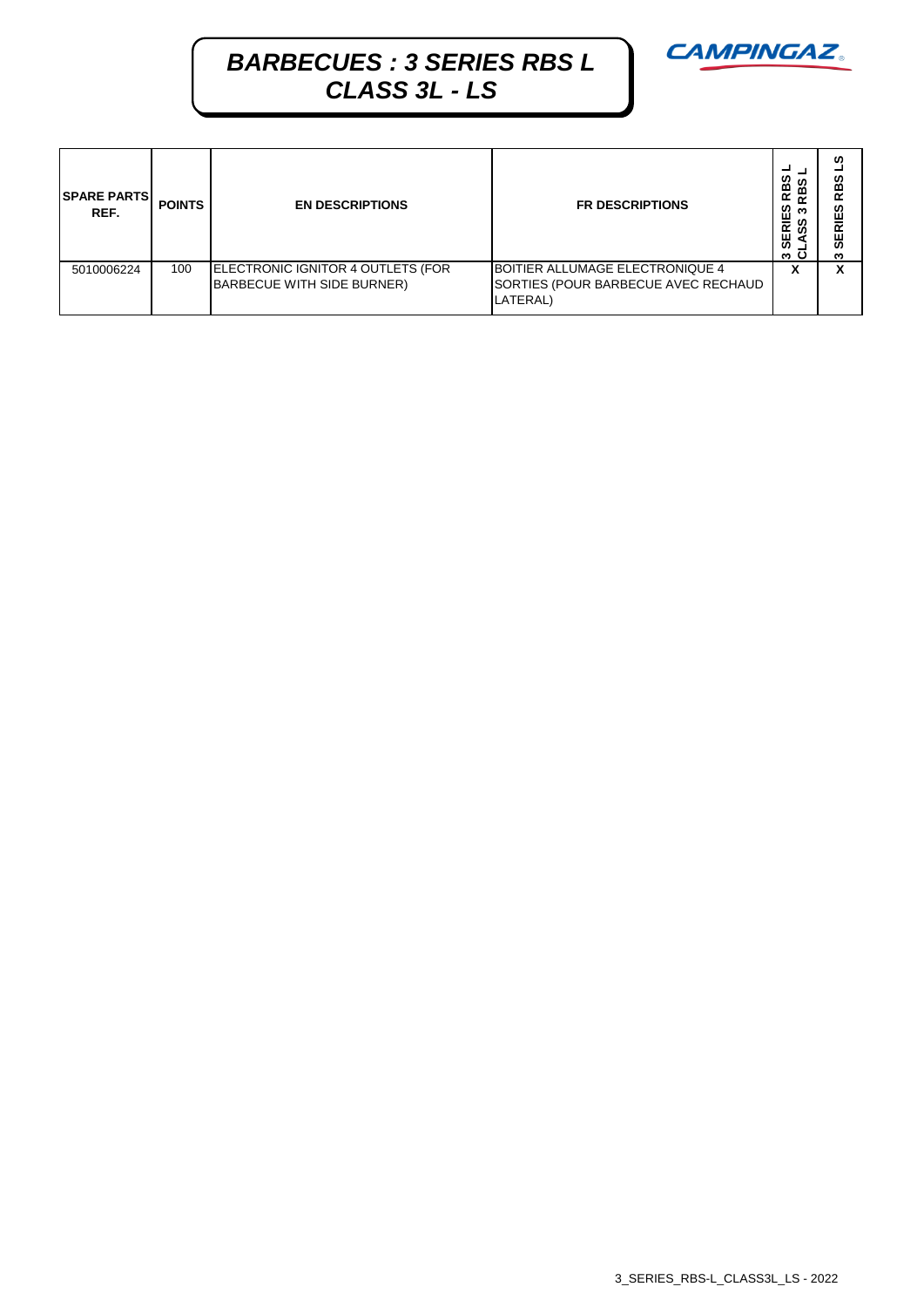# BARBECUES : 3 SERIES RBS L CLASS 3L - LS

CAMPINGAZ

| SPARE PARTS REF. | POINTS | EN DESCRIPTIONS | FR DESCRIPTIONS | 3 SERIES RBS L CLASS 3 RBS L | 3 SERIES RBS LS |
| --- | --- | --- | --- | --- | --- |
| 5010006224 | 100 | ELECTRONIC IGNITOR 4 OUTLETS (FOR BARBECUE WITH SIDE BURNER) | BOITIER ALLUMAGE ELECTRONIQUE 4 SORTIES (POUR BARBECUE AVEC RECHAUD LATERAL) | X | X |

3_SERIES_RBS-L_CLASS3L_LS - 2022